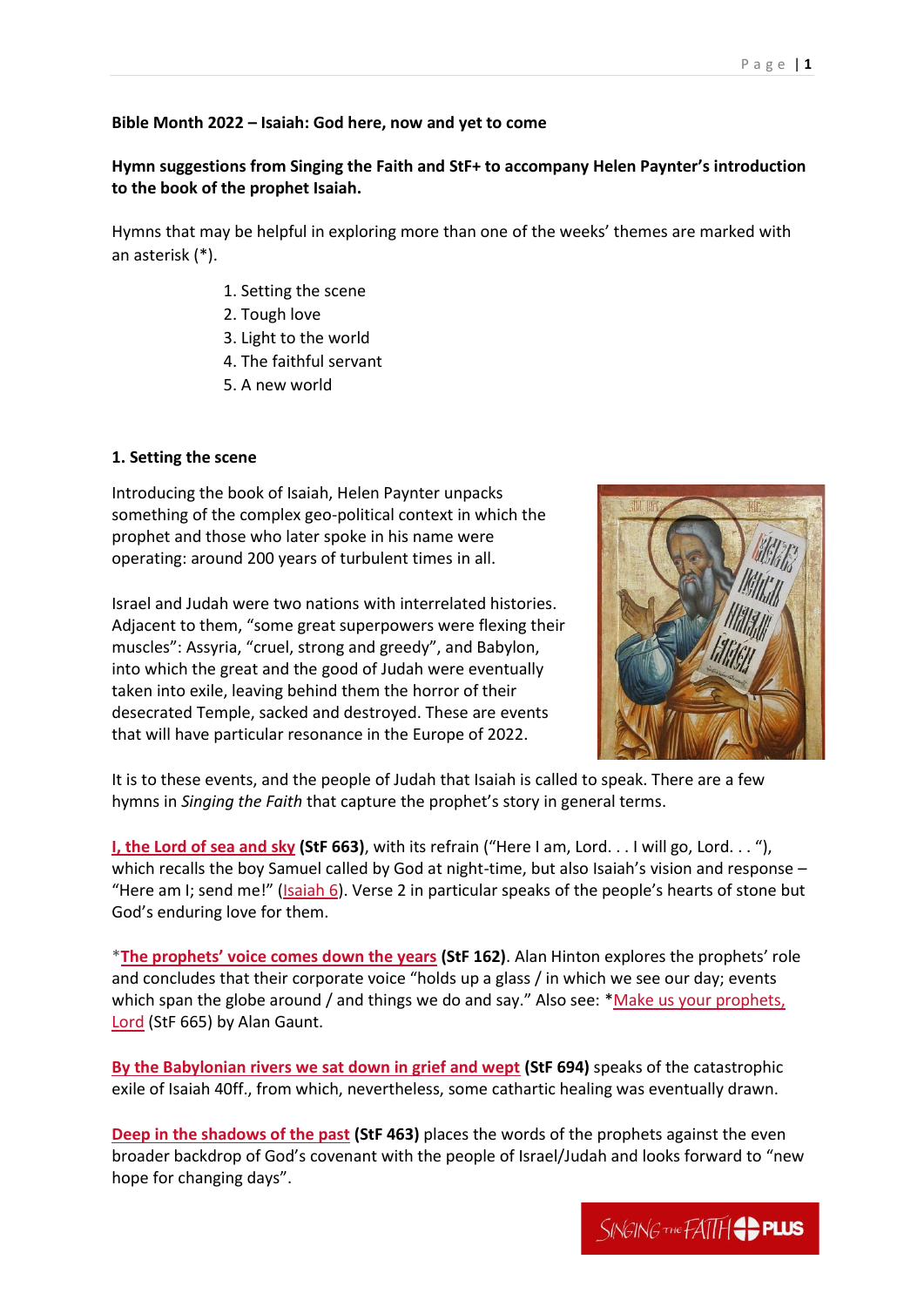**Bible Month 2022 – Isaiah: God here, now and yet to come**

**Hymn suggestions from Singing the Faith and StF+ to accompany Helen Paynter's introduction to the book of the prophet Isaiah.**

Hymns that may be helpful in exploring more than one of the weeks' themes are marked with an asterisk (*).

1. Setting the scene
2. Tough love
3. Light to the world
4. The faithful servant
5. A new world

**1. Setting the scene**

Introducing the book of Isaiah, Helen Paynter unpacks something of the complex geo-political context in which the prophet and those who later spoke in his name were operating: around 200 years of turbulent times in all.

Israel and Judah were two nations with interrelated histories. Adjacent to them, "some great superpowers were flexing their muscles": Assyria, "cruel, strong and greedy", and Babylon, into which the great and the good of Judah were eventually taken into exile, leaving behind them the horror of their desecrated Temple, sacked and destroyed. These are events that will have particular resonance in the Europe of 2022.

It is to these events, and the people of Judah that Isaiah is called to speak. There are a few hymns in *Singing the Faith* that capture the prophet's story in general terms.

**I, the Lord of sea and sky** **(StF 663)**, with its refrain ("Here I am, Lord. . . I will go, Lord. . . "), which recalls the boy Samuel called by God at night-time, but also Isaiah's vision and response – "Here am I; send me!" (Isaiah 6). Verse 2 in particular speaks of the people's hearts of stone but God's enduring love for them.

***The prophets' voice comes down the years** **(StF 162)**. Alan Hinton explores the prophets' role and concludes that their corporate voice "holds up a glass / in which we see our day; events which span the globe around / and things we do and say." Also see: *Make us your prophets, Lord (StF 665) by Alan Gaunt.

**By the Babylonian rivers we sat down in grief and wept** **(StF 694)** speaks of the catastrophic exile of Isaiah 40ff., from which, nevertheless, some cathartic healing was eventually drawn.

**Deep in the shadows of the past** **(StF 463)** places the words of the prophets against the even broader backdrop of God's covenant with the people of Israel/Judah and looks forward to "new hope for changing days".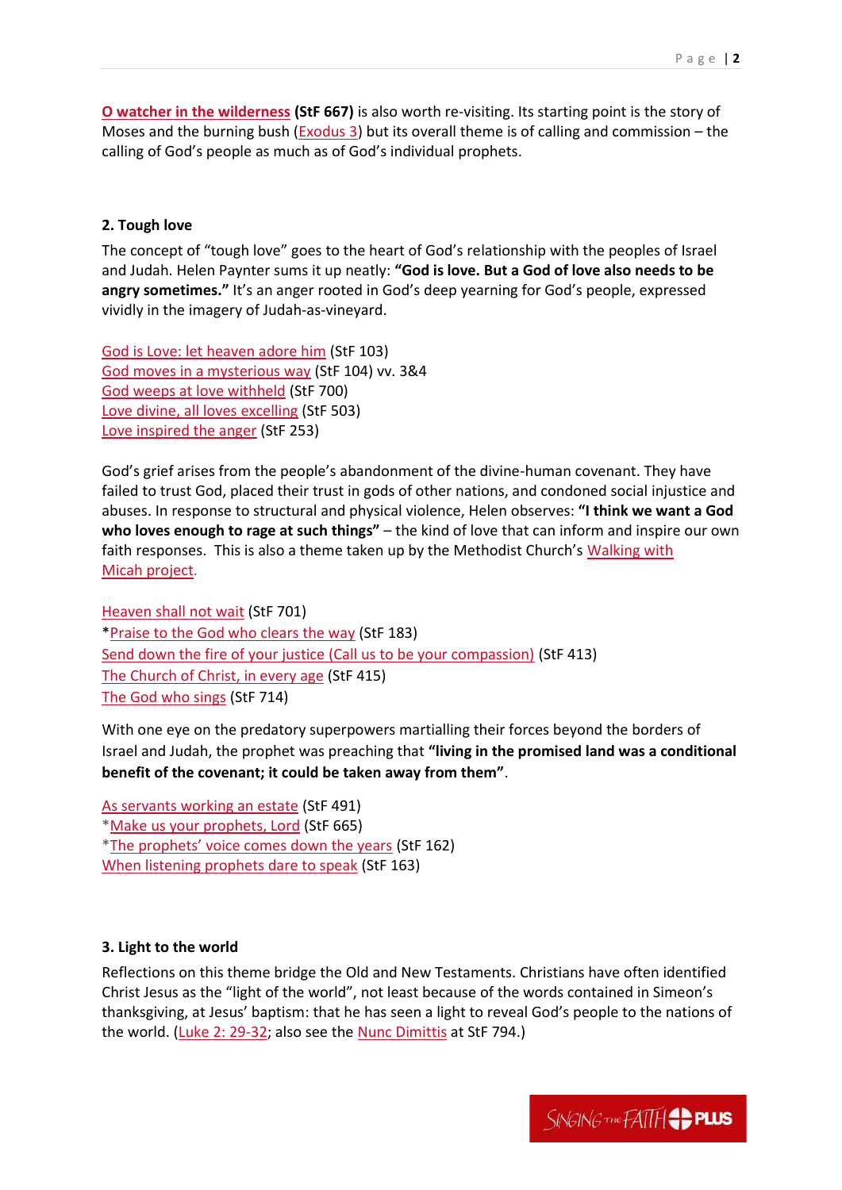**O watcher in the wilderness (StF 667)** is also worth re-visiting. Its starting point is the story of Moses and the burning bush (Exodus 3) but its overall theme is of calling and commission – the calling of God's people as much as of God's individual prophets.

### 2. Tough love

The concept of "tough love" goes to the heart of God's relationship with the peoples of Israel and Judah. Helen Paynter sums it up neatly: **"God is love. But a God of love also needs to be angry sometimes."** It's an anger rooted in God's deep yearning for God's people, expressed vividly in the imagery of Judah-as-vineyard.

God is Love: let heaven adore him (StF 103)
God moves in a mysterious way (StF 104) vv. 3&4
God weeps at love withheld (StF 700)
Love divine, all loves excelling (StF 503)
Love inspired the anger (StF 253)

God's grief arises from the people's abandonment of the divine-human covenant. They have failed to trust God, placed their trust in gods of other nations, and condoned social injustice and abuses. In response to structural and physical violence, Helen observes: **"I think we want a God who loves enough to rage at such things"** – the kind of love that can inform and inspire our own faith responses. This is also a theme taken up by the Methodist Church's Walking with Micah project.

Heaven shall not wait (StF 701)
*Praise to the God who clears the way (StF 183)
Send down the fire of your justice (Call us to be your compassion) (StF 413)
The Church of Christ, in every age (StF 415)
The God who sings (StF 714)

With one eye on the predatory superpowers martialling their forces beyond the borders of Israel and Judah, the prophet was preaching that **"living in the promised land was a conditional benefit of the covenant; it could be taken away from them"**.

As servants working an estate (StF 491)
*Make us your prophets, Lord (StF 665)
*The prophets' voice comes down the years (StF 162)
When listening prophets dare to speak (StF 163)

### 3. Light to the world

Reflections on this theme bridge the Old and New Testaments. Christians have often identified Christ Jesus as the "light of the world", not least because of the words contained in Simeon's thanksgiving, at Jesus' baptism: that he has seen a light to reveal God's people to the nations of the world. (Luke 2: 29-32; also see the Nunc Dimittis at StF 794.)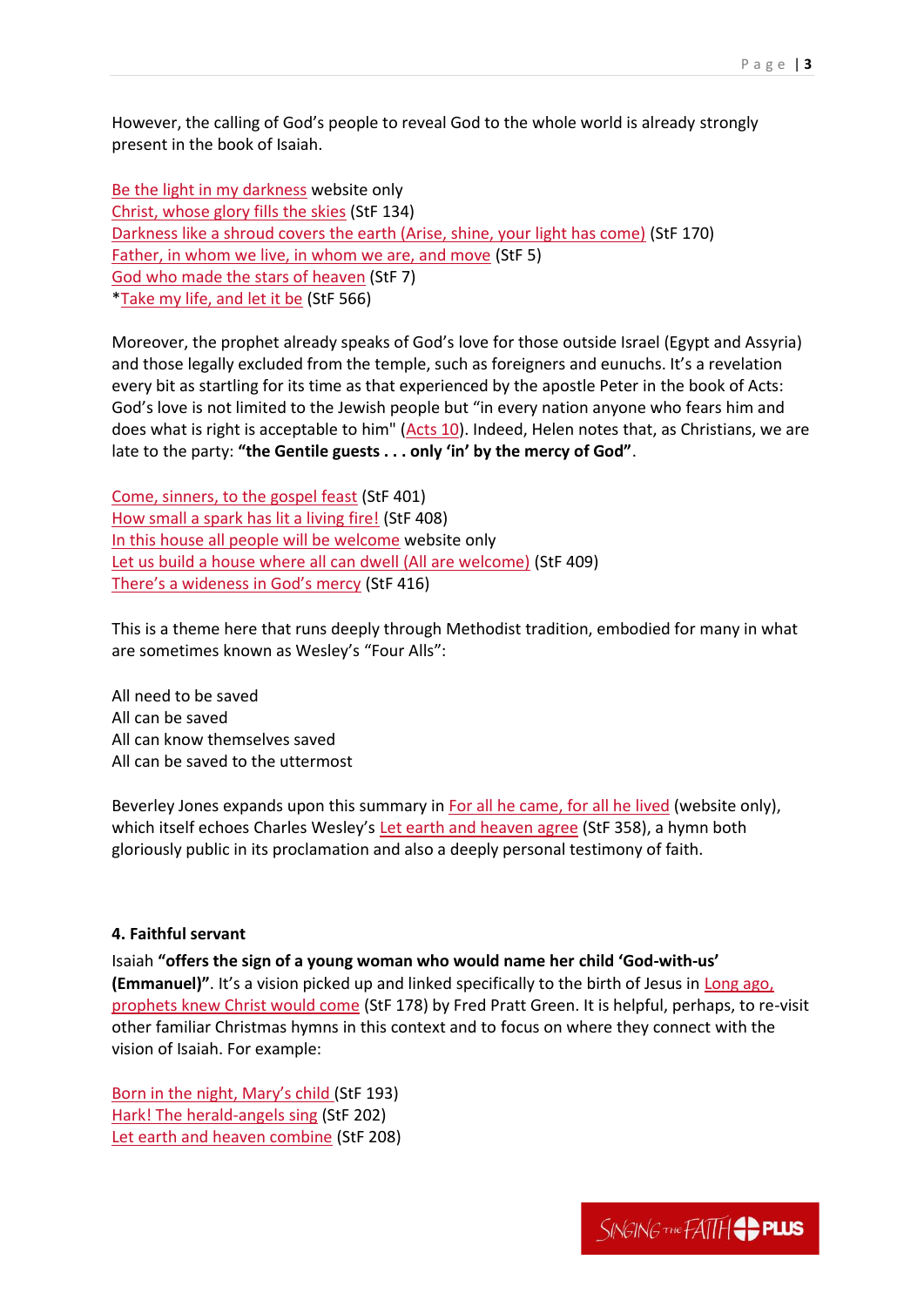However, the calling of God's people to reveal God to the whole world is already strongly present in the book of Isaiah.

Be the light in my darkness website only
Christ, whose glory fills the skies (StF 134)
Darkness like a shroud covers the earth (Arise, shine, your light has come) (StF 170)
Father, in whom we live, in whom we are, and move (StF 5)
God who made the stars of heaven (StF 7)
*Take my life, and let it be (StF 566)

Moreover, the prophet already speaks of God's love for those outside Israel (Egypt and Assyria) and those legally excluded from the temple, such as foreigners and eunuchs. It's a revelation every bit as startling for its time as that experienced by the apostle Peter in the book of Acts: God's love is not limited to the Jewish people but "in every nation anyone who fears him and does what is right is acceptable to him" (Acts 10). Indeed, Helen notes that, as Christians, we are late to the party: **"the Gentile guests . . . only 'in' by the mercy of God"**.

Come, sinners, to the gospel feast (StF 401)
How small a spark has lit a living fire! (StF 408)
In this house all people will be welcome website only
Let us build a house where all can dwell (All are welcome) (StF 409)
There's a wideness in God's mercy (StF 416)

This is a theme here that runs deeply through Methodist tradition, embodied for many in what are sometimes known as Wesley's "Four Alls":

All need to be saved
All can be saved
All can know themselves saved
All can be saved to the uttermost

Beverley Jones expands upon this summary in For all he came, for all he lived (website only), which itself echoes Charles Wesley's Let earth and heaven agree (StF 358), a hymn both gloriously public in its proclamation and also a deeply personal testimony of faith.

**4. Faithful servant**

Isaiah **"offers the sign of a young woman who would name her child 'God-with-us' (Emmanuel)"**. It's a vision picked up and linked specifically to the birth of Jesus in Long ago, prophets knew Christ would come (StF 178) by Fred Pratt Green. It is helpful, perhaps, to re-visit other familiar Christmas hymns in this context and to focus on where they connect with the vision of Isaiah. For example:

Born in the night, Mary's child (StF 193)
Hark! The herald-angels sing (StF 202)
Let earth and heaven combine (StF 208)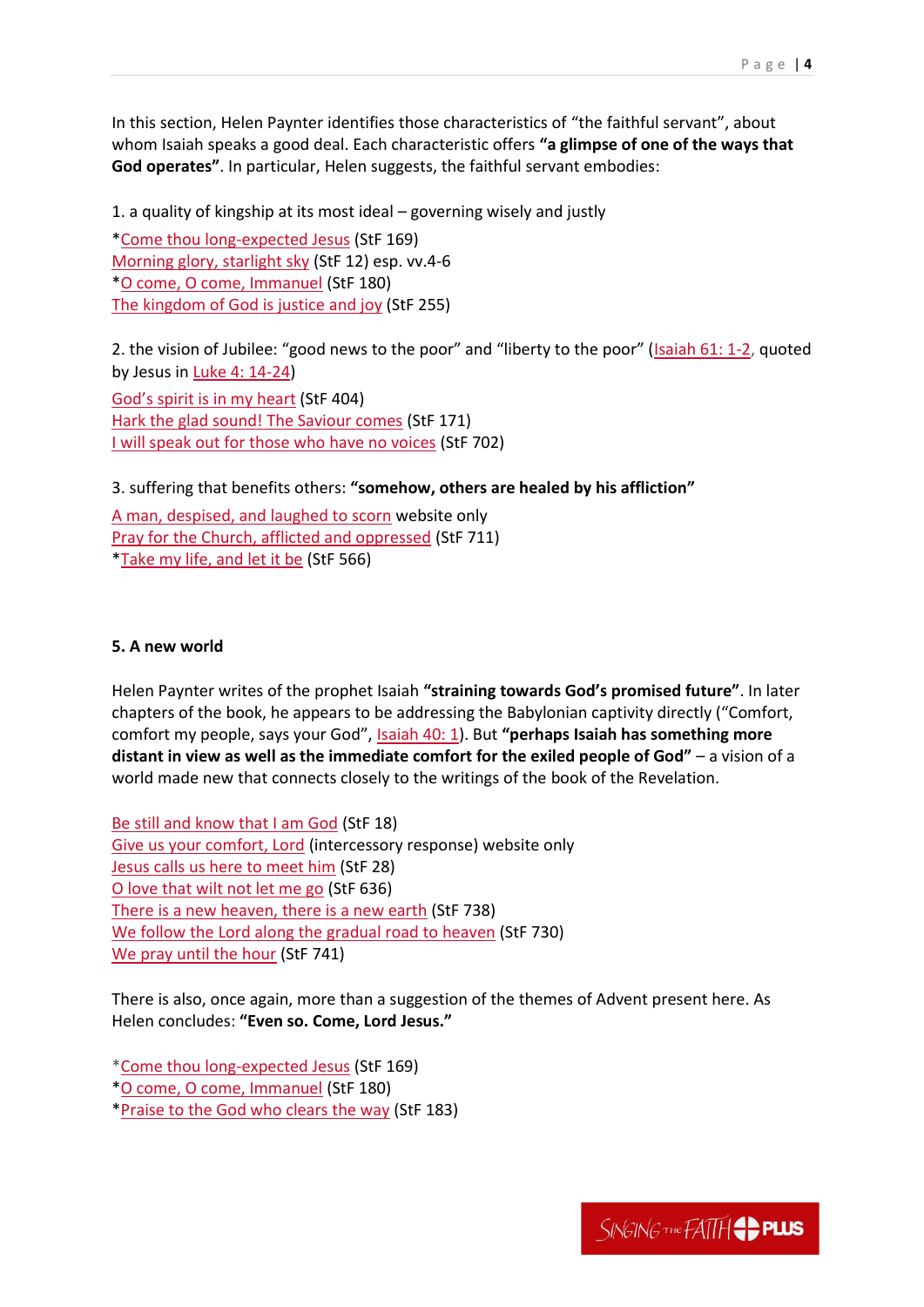In this section, Helen Paynter identifies those characteristics of “the faithful servant”, about whom Isaiah speaks a good deal. Each characteristic offers **“a glimpse of one of the ways that God operates”**. In particular, Helen suggests, the faithful servant embodies:

1. a quality of kingship at its most ideal – governing wisely and justly

*Come thou long-expected Jesus (StF 169)
Morning glory, starlight sky (StF 12) esp. vv.4-6
*O come, O come, Immanuel (StF 180)
The kingdom of God is justice and joy (StF 255)

2. the vision of Jubilee: “good news to the poor” and “liberty to the poor” (Isaiah 61: 1-2, quoted by Jesus in Luke 4: 14-24)

God’s spirit is in my heart (StF 404)
Hark the glad sound! The Saviour comes (StF 171)
I will speak out for those who have no voices (StF 702)

3. suffering that benefits others: **“somehow, others are healed by his affliction”**

A man, despised, and laughed to scorn website only
Pray for the Church, afflicted and oppressed (StF 711)
*Take my life, and let it be (StF 566)

**5. A new world**

Helen Paynter writes of the prophet Isaiah **“straining towards God’s promised future”**. In later chapters of the book, he appears to be addressing the Babylonian captivity directly (“Comfort, comfort my people, says your God”, Isaiah 40: 1). But **“perhaps Isaiah has something more distant in view as well as the immediate comfort for the exiled people of God”** – a vision of a world made new that connects closely to the writings of the book of the Revelation.

Be still and know that I am God (StF 18)
Give us your comfort, Lord (intercessory response) website only
Jesus calls us here to meet him (StF 28)
O love that wilt not let me go (StF 636)
There is a new heaven, there is a new earth (StF 738)
We follow the Lord along the gradual road to heaven (StF 730)
We pray until the hour (StF 741)

There is also, once again, more than a suggestion of the themes of Advent present here. As Helen concludes: **“Even so. Come, Lord Jesus.”**

*Come thou long-expected Jesus (StF 169)
*O come, O come, Immanuel (StF 180)
*Praise to the God who clears the way (StF 183)